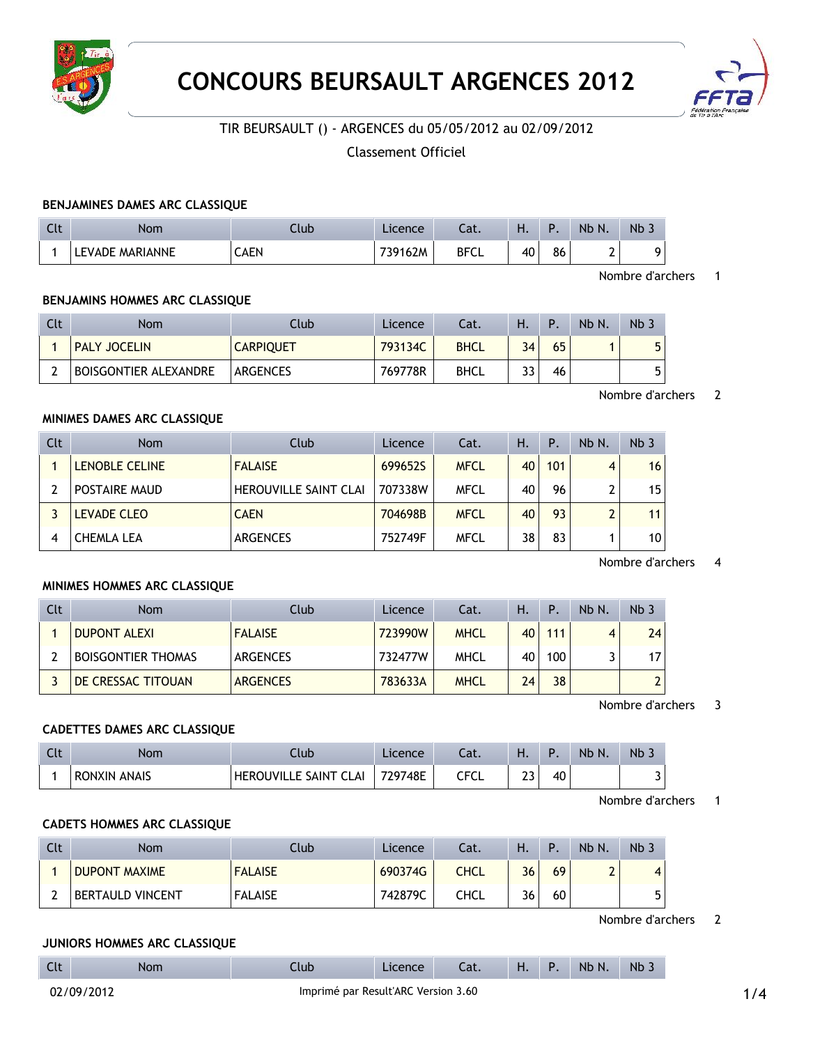# CONCOURS BEURSAULT ARGENCES 2012

TIR BEURSAULT () - ARGENCES du 05/05/2012 au 02/09/2012

Classement Officiel

### BENJAMINES DAMES ARC CLASSIQUE

| Clt | Nom | Club | Licence | Cat. | H. | P. | Nb N. | Nb 3 |
|---|---|---|---|---|---|---|---|---|
| 1 | LEVADE MARIANNE | CAEN | 739162M | BFCL | 40 | 86 | 2 | 9 |

Nombre d'archers 1

### BENJAMINS HOMMES ARC CLASSIQUE

| Clt | Nom | Club | Licence | Cat. | H. | P. | Nb N. | Nb 3 |
|---|---|---|---|---|---|---|---|---|
| 1 | PALY JOCELIN | CARPIQUET | 793134C | BHCL | 34 | 65 | 1 | 5 |
| 2 | BOISGONTIER ALEXANDRE | ARGENCES | 769778R | BHCL | 33 | 46 | | 5 |

Nombre d'archers 2

### MINIMES DAMES ARC CLASSIQUE

| Clt | Nom | Club | Licence | Cat. | H. | P. | Nb N. | Nb 3 |
|---|---|---|---|---|---|---|---|---|
| 1 | LENOBLE CELINE | FALAISE | 699652S | MFCL | 40 | 101 | 4 | 16 |
| 2 | POSTAIRE MAUD | HEROUVILLE SAINT CLAI | 707338W | MFCL | 40 | 96 | 2 | 15 |
| 3 | LEVADE CLEO | CAEN | 704698B | MFCL | 40 | 93 | 2 | 11 |
| 4 | CHEMLA LEA | ARGENCES | 752749F | MFCL | 38 | 83 | 1 | 10 |

Nombre d'archers 4

### MINIMES HOMMES ARC CLASSIQUE

| Clt | Nom | Club | Licence | Cat. | H. | P. | Nb N. | Nb 3 |
|---|---|---|---|---|---|---|---|---|
| 1 | DUPONT ALEXI | FALAISE | 723990W | MHCL | 40 | 111 | 4 | 24 |
| 2 | BOISGONTIER THOMAS | ARGENCES | 732477W | MHCL | 40 | 100 | 3 | 17 |
| 3 | DE CRESSAC TITOUAN | ARGENCES | 783633A | MHCL | 24 | 38 | | 2 |

Nombre d'archers 3

### CADETTES DAMES ARC CLASSIQUE

| Clt | Nom | Club | Licence | Cat. | H. | P. | Nb N. | Nb 3 |
|---|---|---|---|---|---|---|---|---|
| 1 | RONXIN ANAIS | HEROUVILLE SAINT CLAI | 729748E | CFCL | 23 | 40 | | 3 |

Nombre d'archers 1

### CADETS HOMMES ARC CLASSIQUE

| Clt | Nom | Club | Licence | Cat. | H. | P. | Nb N. | Nb 3 |
|---|---|---|---|---|---|---|---|---|
| 1 | DUPONT MAXIME | FALAISE | 690374G | CHCL | 36 | 69 | 2 | 4 |
| 2 | BERTAULD VINCENT | FALAISE | 742879C | CHCL | 36 | 60 | | 5 |

Nombre d'archers 2

### JUNIORS HOMMES ARC CLASSIQUE

| Clt | Nom | Club | Licence | Cat. | H. | P. | Nb N. | Nb 3 |
|---|---|---|---|---|---|---|---|---|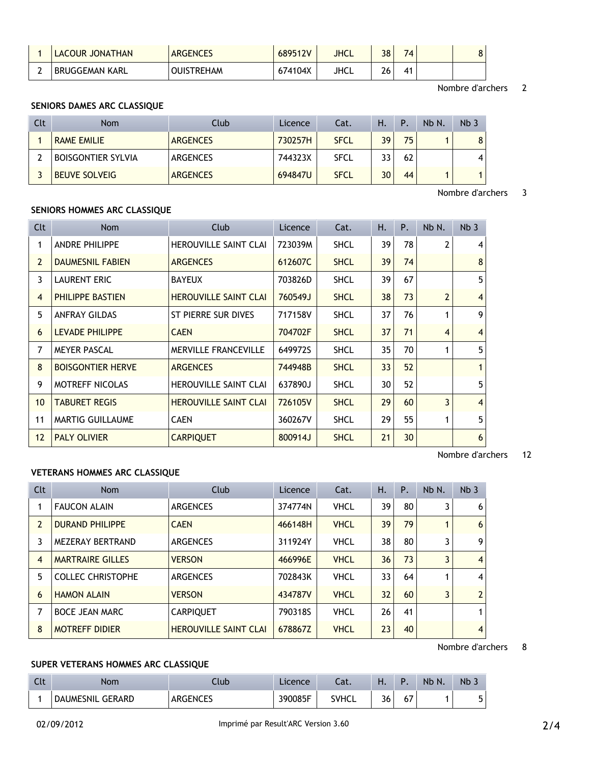| Clt | Nom | Club | Licence | Cat. | H. | P. | Nb N. | Nb 3 |
|---|---|---|---|---|---|---|---|---|
| 1 | LACOUR JONATHAN | ARGENCES | 689512V | JHCL | 38 | 74 | | 8 |
| 2 | BRUGGEMAN KARL | OUISTREHAM | 674104X | JHCL | 26 | 41 | | |

Nombre d'archers 2

**SENIORS DAMES ARC CLASSIQUE**

| Clt | Nom | Club | Licence | Cat. | H. | P. | Nb N. | Nb 3 |
|---|---|---|---|---|---|---|---|---|
| 1 | RAME EMILIE | ARGENCES | 730257H | SFCL | 39 | 75 | 1 | 8 |
| 2 | BOISGONTIER SYLVIA | ARGENCES | 744323X | SFCL | 33 | 62 | | 4 |
| 3 | BEUVE SOLVEIG | ARGENCES | 694847U | SFCL | 30 | 44 | 1 | 1 |

Nombre d'archers 3

**SENIORS HOMMES ARC CLASSIQUE**

| Clt | Nom | Club | Licence | Cat. | H. | P. | Nb N. | Nb 3 |
|---|---|---|---|---|---|---|---|---|
| 1 | ANDRE PHILIPPE | HEROUVILLE SAINT CLAI | 723039M | SHCL | 39 | 78 | 2 | 4 |
| 2 | DAUMESNIL FABIEN | ARGENCES | 612607C | SHCL | 39 | 74 | | 8 |
| 3 | LAURENT ERIC | BAYEUX | 703826D | SHCL | 39 | 67 | | 5 |
| 4 | PHILIPPE BASTIEN | HEROUVILLE SAINT CLAI | 760549J | SHCL | 38 | 73 | 2 | 4 |
| 5 | ANFRAY GILDAS | ST PIERRE SUR DIVES | 717158V | SHCL | 37 | 76 | 1 | 9 |
| 6 | LEVADE PHILIPPE | CAEN | 704702F | SHCL | 37 | 71 | 4 | 4 |
| 7 | MEYER PASCAL | MERVILLE FRANCEVILLE | 649972S | SHCL | 35 | 70 | 1 | 5 |
| 8 | BOISGONTIER HERVE | ARGENCES | 744948B | SHCL | 33 | 52 | | 1 |
| 9 | MOTREFF NICOLAS | HEROUVILLE SAINT CLAI | 637890J | SHCL | 30 | 52 | | 5 |
| 10 | TABURET REGIS | HEROUVILLE SAINT CLAI | 726105V | SHCL | 29 | 60 | 3 | 4 |
| 11 | MARTIG GUILLAUME | CAEN | 360267V | SHCL | 29 | 55 | 1 | 5 |
| 12 | PALY OLIVIER | CARPIQUET | 800914J | SHCL | 21 | 30 | | 6 |

Nombre d'archers 12

**VETERANS HOMMES ARC CLASSIQUE**

| Clt | Nom | Club | Licence | Cat. | H. | P. | Nb N. | Nb 3 |
|---|---|---|---|---|---|---|---|---|
| 1 | FAUCON ALAIN | ARGENCES | 374774N | VHCL | 39 | 80 | 3 | 6 |
| 2 | DURAND PHILIPPE | CAEN | 466148H | VHCL | 39 | 79 | 1 | 6 |
| 3 | MEZERAY BERTRAND | ARGENCES | 311924Y | VHCL | 38 | 80 | 3 | 9 |
| 4 | MARTRAIRE GILLES | VERSON | 466996E | VHCL | 36 | 73 | 3 | 4 |
| 5 | COLLEC CHRISTOPHE | ARGENCES | 702843K | VHCL | 33 | 64 | 1 | 4 |
| 6 | HAMON ALAIN | VERSON | 434787V | VHCL | 32 | 60 | 3 | 2 |
| 7 | BOCE JEAN MARC | CARPIQUET | 790318S | VHCL | 26 | 41 | | 1 |
| 8 | MOTREFF DIDIER | HEROUVILLE SAINT CLAI | 678867Z | VHCL | 23 | 40 | | 4 |

Nombre d'archers 8

**SUPER VETERANS HOMMES ARC CLASSIQUE**

| Clt | Nom | Club | Licence | Cat. | H. | P. | Nb N. | Nb 3 |
|---|---|---|---|---|---|---|---|---|
| 1 | DAUMESNIL GERARD | ARGENCES | 390085F | SVHCL | 36 | 67 | 1 | 5 |

02/09/2012 Imprimé par Result'ARC Version 3.60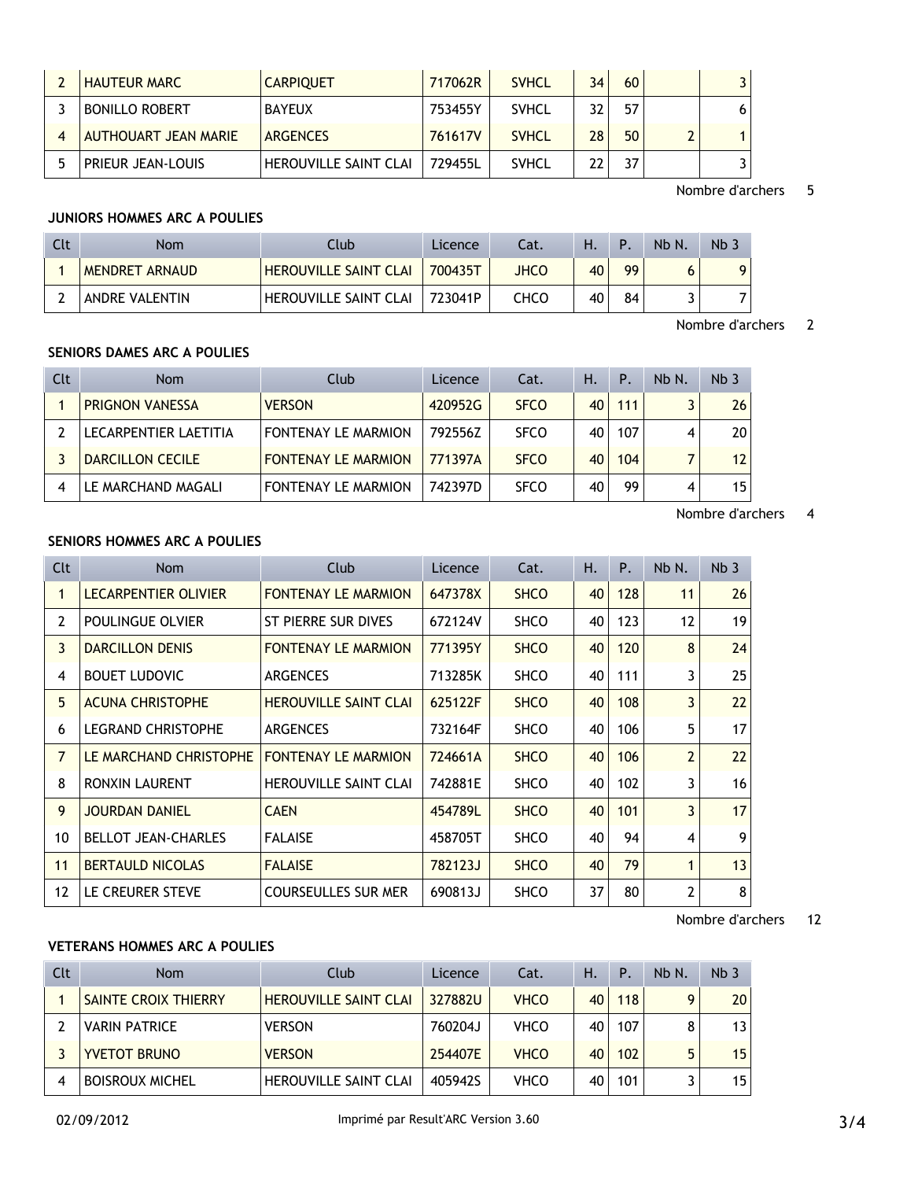| Clt | Nom | Club | Licence | Cat. | H. | P. | Nb N. | Nb 3 |
|---|---|---|---|---|---|---|---|---|
| 2 | HAUTEUR MARC | CARPIQUET | 717062R | SVHCL | 34 | 60 | | 3 |
| 3 | BONILLO ROBERT | BAYEUX | 753455Y | SVHCL | 32 | 57 | | 6 |
| 4 | AUTHOUART JEAN MARIE | ARGENCES | 761617V | SVHCL | 28 | 50 | 2 | 1 |
| 5 | PRIEUR JEAN-LOUIS | HEROUVILLE SAINT CLAI | 729455L | SVHCL | 22 | 37 | | 3 |

Nombre d'archers 5

**JUNIORS HOMMES ARC A POULIES**

| Clt | Nom | Club | Licence | Cat. | H. | P. | Nb N. | Nb 3 |
|---|---|---|---|---|---|---|---|---|
| 1 | MENDRET ARNAUD | HEROUVILLE SAINT CLAI | 700435T | JHCO | 40 | 99 | 6 | 9 |
| 2 | ANDRE VALENTIN | HEROUVILLE SAINT CLAI | 723041P | CHCO | 40 | 84 | 3 | 7 |

Nombre d'archers 2

**SENIORS DAMES ARC A POULIES**

| Clt | Nom | Club | Licence | Cat. | H. | P. | Nb N. | Nb 3 |
|---|---|---|---|---|---|---|---|---|
| 1 | PRIGNON VANESSA | VERSON | 420952G | SFCO | 40 | 111 | 3 | 26 |
| 2 | LECARPENTIER LAETITIA | FONTENAY LE MARMION | 792556Z | SFCO | 40 | 107 | 4 | 20 |
| 3 | DARCILLON CECILE | FONTENAY LE MARMION | 771397A | SFCO | 40 | 104 | 7 | 12 |
| 4 | LE MARCHAND MAGALI | FONTENAY LE MARMION | 742397D | SFCO | 40 | 99 | 4 | 15 |

Nombre d'archers 4

**SENIORS HOMMES ARC A POULIES**

| Clt | Nom | Club | Licence | Cat. | H. | P. | Nb N. | Nb 3 |
|---|---|---|---|---|---|---|---|---|
| 1 | LECARPENTIER OLIVIER | FONTENAY LE MARMION | 647378X | SHCO | 40 | 128 | 11 | 26 |
| 2 | POULINGUE OLVIER | ST PIERRE SUR DIVES | 672124V | SHCO | 40 | 123 | 12 | 19 |
| 3 | DARCILLON DENIS | FONTENAY LE MARMION | 771395Y | SHCO | 40 | 120 | 8 | 24 |
| 4 | BOUET LUDOVIC | ARGENCES | 713285K | SHCO | 40 | 111 | 3 | 25 |
| 5 | ACUNA CHRISTOPHE | HEROUVILLE SAINT CLAI | 625122F | SHCO | 40 | 108 | 3 | 22 |
| 6 | LEGRAND CHRISTOPHE | ARGENCES | 732164F | SHCO | 40 | 106 | 5 | 17 |
| 7 | LE MARCHAND CHRISTOPHE | FONTENAY LE MARMION | 724661A | SHCO | 40 | 106 | 2 | 22 |
| 8 | RONXIN LAURENT | HEROUVILLE SAINT CLAI | 742881E | SHCO | 40 | 102 | 3 | 16 |
| 9 | JOURDAN DANIEL | CAEN | 454789L | SHCO | 40 | 101 | 3 | 17 |
| 10 | BELLOT JEAN-CHARLES | FALAISE | 458705T | SHCO | 40 | 94 | 4 | 9 |
| 11 | BERTAULD NICOLAS | FALAISE | 782123J | SHCO | 40 | 79 | 1 | 13 |
| 12 | LE CREURER STEVE | COURSEULLES SUR MER | 690813J | SHCO | 37 | 80 | 2 | 8 |

Nombre d'archers 12

**VETERANS HOMMES ARC A POULIES**

| Clt | Nom | Club | Licence | Cat. | H. | P. | Nb N. | Nb 3 |
|---|---|---|---|---|---|---|---|---|
| 1 | SAINTE CROIX THIERRY | HEROUVILLE SAINT CLAI | 327882U | VHCO | 40 | 118 | 9 | 20 |
| 2 | VARIN PATRICE | VERSON | 760204J | VHCO | 40 | 107 | 8 | 13 |
| 3 | YVETOT BRUNO | VERSON | 254407E | VHCO | 40 | 102 | 5 | 15 |
| 4 | BOISROUX MICHEL | HEROUVILLE SAINT CLAI | 405942S | VHCO | 40 | 101 | 3 | 15 |

02/09/2012 Imprimé par Result'ARC Version 3.60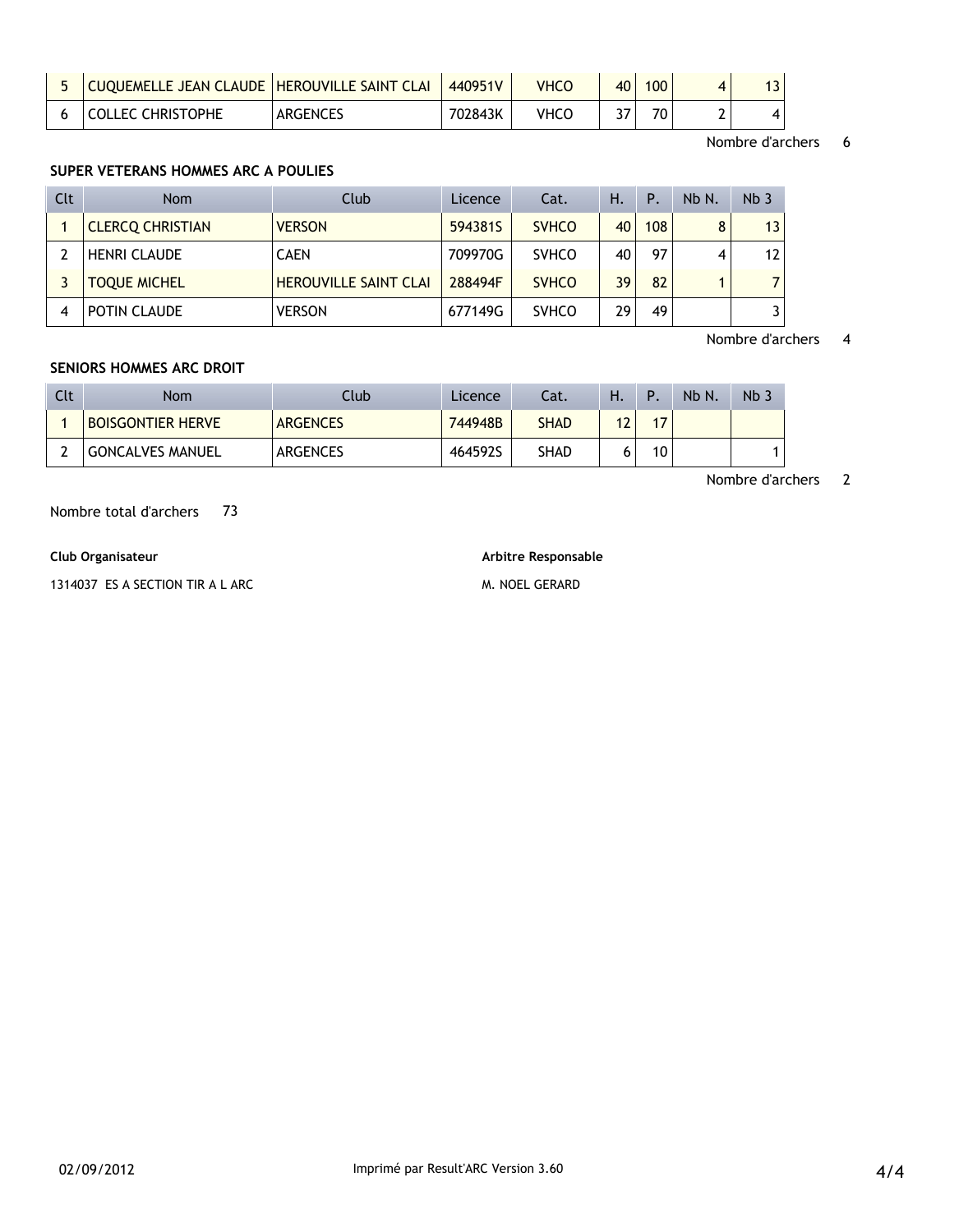| | | | | | | | | |
|---|---|---|---|---|---|---|---|---|
| 5 | CUQUEMELLE JEAN CLAUDE | HEROUVILLE SAINT CLAI | 440951V | VHCO | 40 | 100 | 4 | 13 |
| 6 | COLLEC CHRISTOPHE | ARGENCES | 702843K | VHCO | 37 | 70 | 2 | 4 |

Nombre d'archers 6

**SUPER VETERANS HOMMES ARC A POULIES**

| Clt | Nom | Club | Licence | Cat. | H. | P. | Nb N. | Nb 3 |
|---|---|---|---|---|---|---|---|---|
| 1 | CLERCQ CHRISTIAN | VERSON | 594381S | SVHCO | 40 | 108 | 8 | 13 |
| 2 | HENRI CLAUDE | CAEN | 709970G | SVHCO | 40 | 97 | 4 | 12 |
| 3 | TOQUE MICHEL | HEROUVILLE SAINT CLAI | 288494F | SVHCO | 39 | 82 | 1 | 7 |
| 4 | POTIN CLAUDE | VERSON | 677149G | SVHCO | 29 | 49 | | 3 |

Nombre d'archers 4

**SENIORS HOMMES ARC DROIT**

| Clt | Nom | Club | Licence | Cat. | H. | P. | Nb N. | Nb 3 |
|---|---|---|---|---|---|---|---|---|
| 1 | BOISGONTIER HERVE | ARGENCES | 744948B | SHAD | 12 | 17 | | |
| 2 | GONCALVES MANUEL | ARGENCES | 464592S | SHAD | 6 | 10 | | 1 |

Nombre d'archers 2

Nombre total d'archers 73

**Club Organisateur**

1314037 ES A SECTION TIR A L ARC

**Arbitre Responsable**

M. NOEL GERARD

02/09/2012 Imprimé par Result'ARC Version 3.60